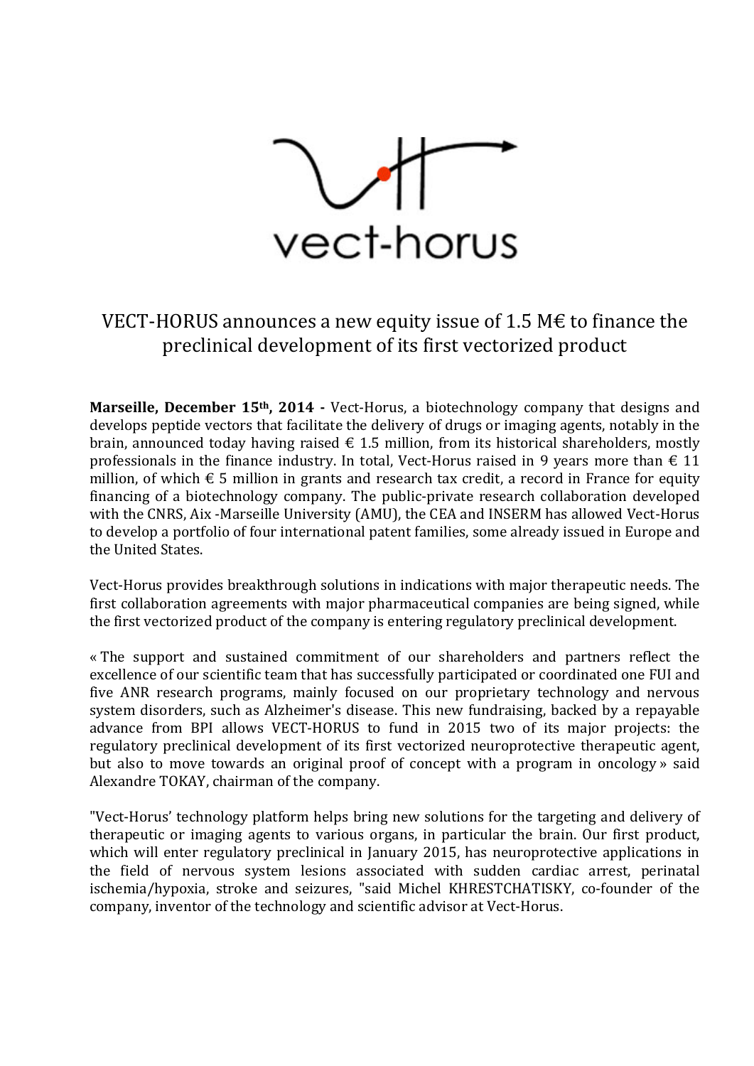vect-horus

# VECT-HORUS announces a new equity issue of 1.5 M€ to finance the preclinical development of its first vectorized product

**Marseille, December 15th, 2014 -** Vect-Horus, a biotechnology company that designs and develops peptide vectors that facilitate the delivery of drugs or imaging agents, notably in the brain, announced today having raised € 1.5 million, from its historical shareholders, mostly professionals in the finance industry. In total, Vect-Horus raised in 9 years more than € 11 million, of which € 5 million in grants and research tax credit, a record in France for equity financing of a biotechnology company. The public-private research collaboration developed with the CNRS, Aix -Marseille University (AMU), the CEA and INSERM has allowed Vect-Horus to develop a portfolio of four international patent families, some already issued in Europe and the United States.

Vect-Horus provides breakthrough solutions in indications with major therapeutic needs. The first collaboration agreements with major pharmaceutical companies are being signed, while the first vectorized product of the company is entering regulatory preclinical development.

« The support and sustained commitment of our shareholders and partners reflect the excellence of our scientific team that has successfully participated or coordinated one FUI and five ANR research programs, mainly focused on our proprietary technology and nervous system disorders, such as Alzheimer's disease. This new fundraising, backed by a repayable advance from BPI allows VECT-HORUS to fund in 2015 two of its major projects: the regulatory preclinical development of its first vectorized neuroprotective therapeutic agent, but also to move towards an original proof of concept with a program in oncology » said Alexandre TOKAY, chairman of the company.

"Vect-Horus' technology platform helps bring new solutions for the targeting and delivery of therapeutic or imaging agents to various organs, in particular the brain. Our first product, which will enter regulatory preclinical in January 2015, has neuroprotective applications in the field of nervous system lesions associated with sudden cardiac arrest, perinatal ischemia/hypoxia, stroke and seizures, "said Michel KHRESTCHATISKY, co-founder of the company, inventor of the technology and scientific advisor at Vect-Horus.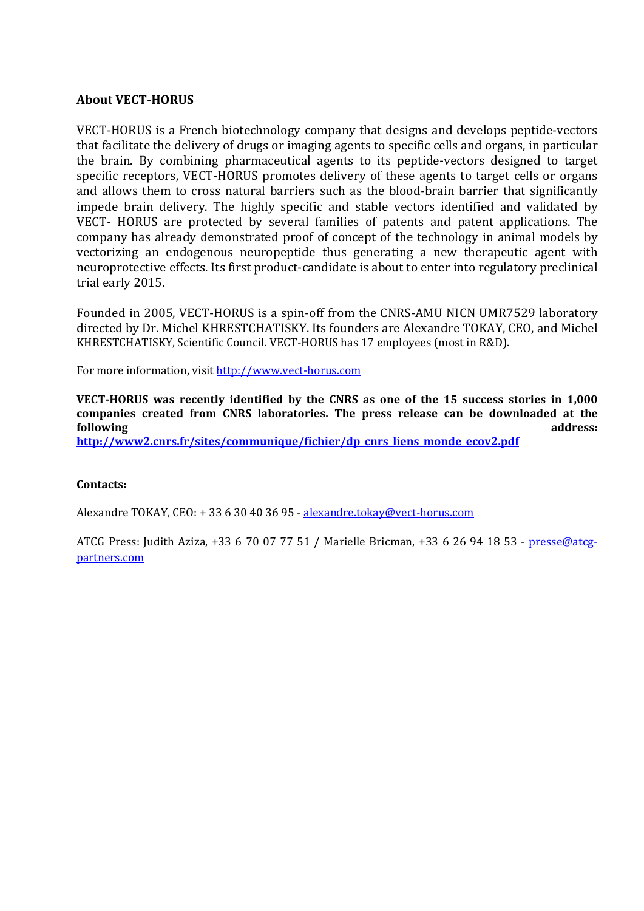**About VECT-HORUS**

VECT-HORUS is a French biotechnology company that designs and develops peptide-vectors that facilitate the delivery of drugs or imaging agents to specific cells and organs, in particular the brain. By combining pharmaceutical agents to its peptide-vectors designed to target specific receptors, VECT-HORUS promotes delivery of these agents to target cells or organs and allows them to cross natural barriers such as the blood-brain barrier that significantly impede brain delivery. The highly specific and stable vectors identified and validated by VECT- HORUS are protected by several families of patents and patent applications. The company has already demonstrated proof of concept of the technology in animal models by vectorizing an endogenous neuropeptide thus generating a new therapeutic agent with neuroprotective effects. Its first product-candidate is about to enter into regulatory preclinical trial early 2015.

Founded in 2005, VECT-HORUS is a spin-off from the CNRS-AMU NICN UMR7529 laboratory directed by Dr. Michel KHRESTCHATISKY. Its founders are Alexandre TOKAY, CEO, and Michel KHRESTCHATISKY, Scientific Council. VECT-HORUS has 17 employees (most in R&D).

For more information, visit http://www.vect-horus.com

**VECT-HORUS was recently identified by the CNRS as one of the 15 success stories in 1,000 companies created from CNRS laboratories. The press release can be downloaded at the following address: http://www2.cnrs.fr/sites/communique/fichier/dp_cnrs_liens_monde_ecov2.pdf**

**Contacts:**

Alexandre TOKAY, CEO: + 33 6 30 40 36 95 - alexandre.tokay@vect-horus.com

ATCG Press: Judith Aziza, +33 6 70 07 77 51 / Marielle Bricman, +33 6 26 94 18 53 - presse@atcg-partners.com